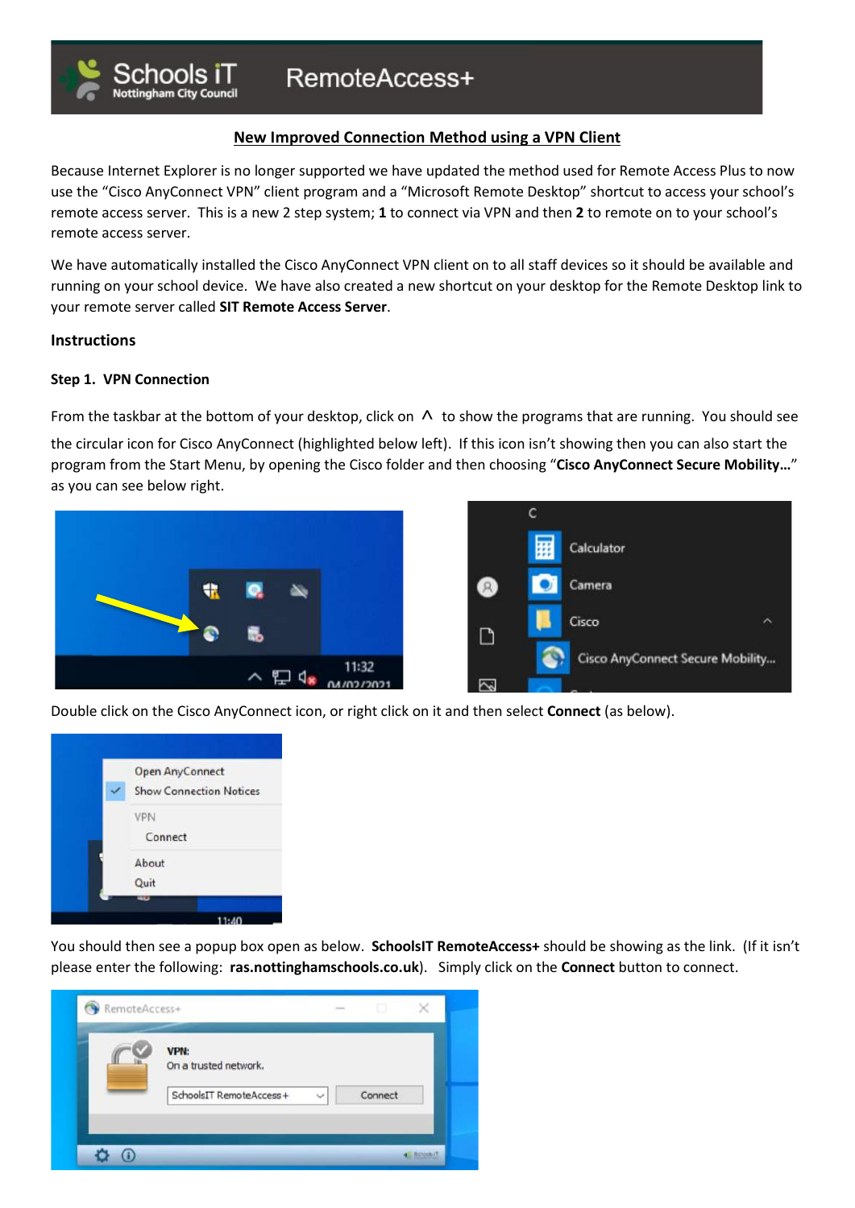Schools iT Nottingham City Council RemoteAccess+

## New Improved Connection Method using a VPN Client

Because Internet Explorer is no longer supported we have updated the method used for Remote Access Plus to now use the "Cisco AnyConnect VPN" client program and a "Microsoft Remote Desktop" shortcut to access your school's remote access server. This is a new 2 step system; **1** to connect via VPN and then **2** to remote on to your school's remote access server.

We have automatically installed the Cisco AnyConnect VPN client on to all staff devices so it should be available and running on your school device. We have also created a new shortcut on your desktop for the Remote Desktop link to your remote server called **SIT Remote Access Server**.

### Instructions

#### Step 1. VPN Connection

From the taskbar at the bottom of your desktop, click on ^ to show the programs that are running. You should see the circular icon for Cisco AnyConnect (highlighted below left). If this icon isn't showing then you can also start the program from the Start Menu, by opening the Cisco folder and then choosing "**Cisco AnyConnect Secure Mobility…**" as you can see below right.

Double click on the Cisco AnyConnect icon, or right click on it and then select **Connect** (as below).

You should then see a popup box open as below. **SchoolsIT RemoteAccess+** should be showing as the link. (If it isn't please enter the following: **ras.nottinghamschools.co.uk**). Simply click on the **Connect** button to connect.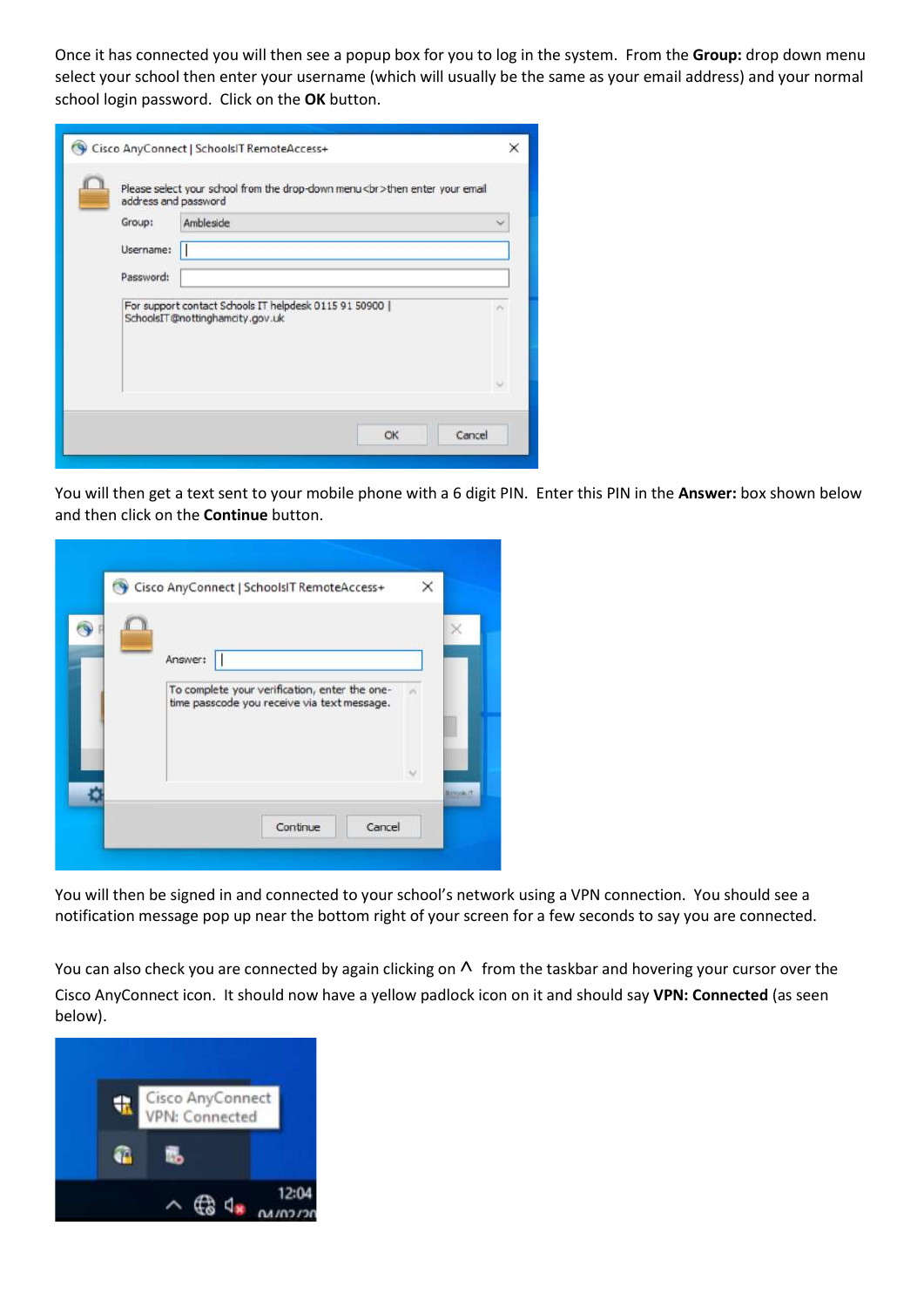Once it has connected you will then see a popup box for you to log in the system. From the **Group:** drop down menu select your school then enter your username (which will usually be the same as your email address) and your normal school login password. Click on the **OK** button.

You will then get a text sent to your mobile phone with a 6 digit PIN. Enter this PIN in the **Answer:** box shown below and then click on the **Continue** button.

You will then be signed in and connected to your school's network using a VPN connection. You should see a notification message pop up near the bottom right of your screen for a few seconds to say you are connected.

You can also check you are connected by again clicking on ^ from the taskbar and hovering your cursor over the Cisco AnyConnect icon. It should now have a yellow padlock icon on it and should say **VPN: Connected** (as seen below).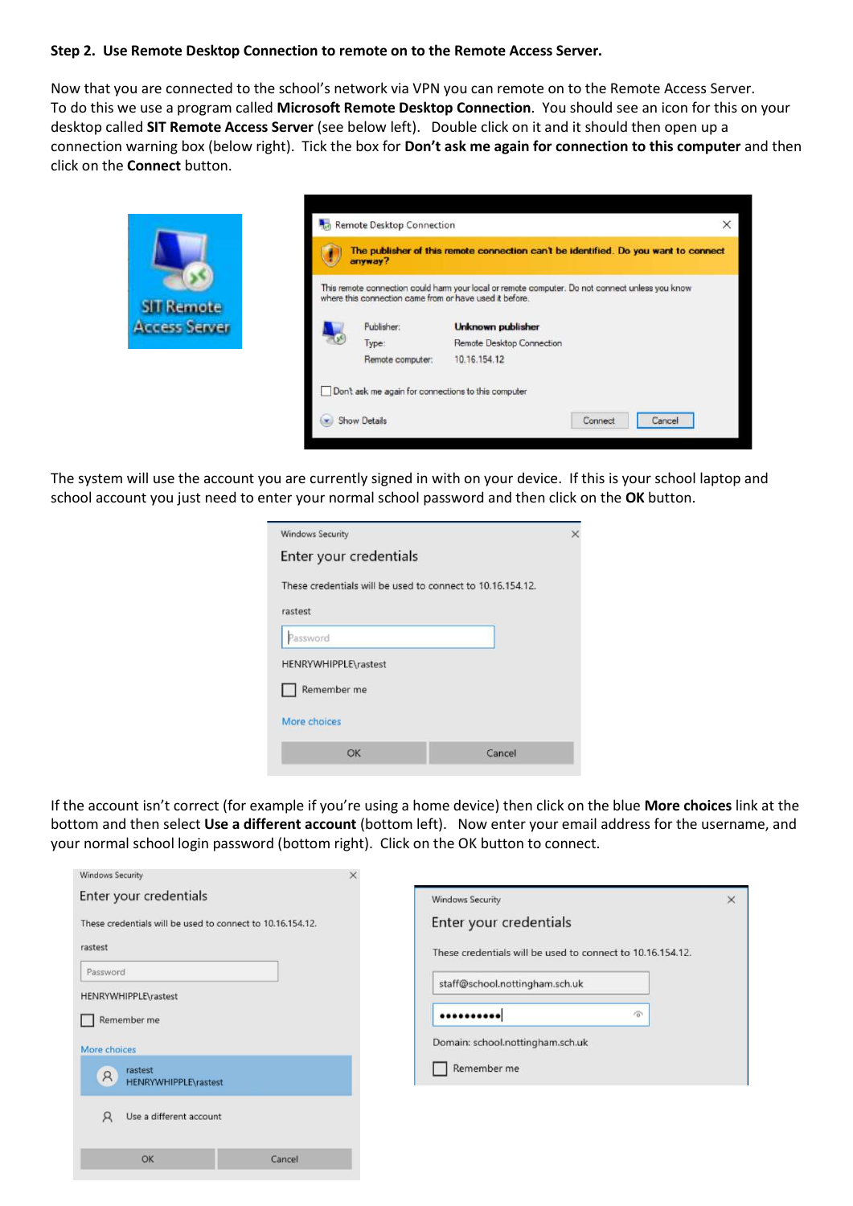**Step 2. Use Remote Desktop Connection to remote on to the Remote Access Server.**

Now that you are connected to the school's network via VPN you can remote on to the Remote Access Server. To do this we use a program called **Microsoft Remote Desktop Connection**. You should see an icon for this on your desktop called **SIT Remote Access Server** (see below left). Double click on it and it should then open up a connection warning box (below right). Tick the box for **Don't ask me again for connection to this computer** and then click on the **Connect** button.

The system will use the account you are currently signed in with on your device. If this is your school laptop and school account you just need to enter your normal school password and then click on the **OK** button.

If the account isn't correct (for example if you're using a home device) then click on the blue **More choices** link at the bottom and then select **Use a different account** (bottom left). Now enter your email address for the username, and your normal school login password (bottom right). Click on the OK button to connect.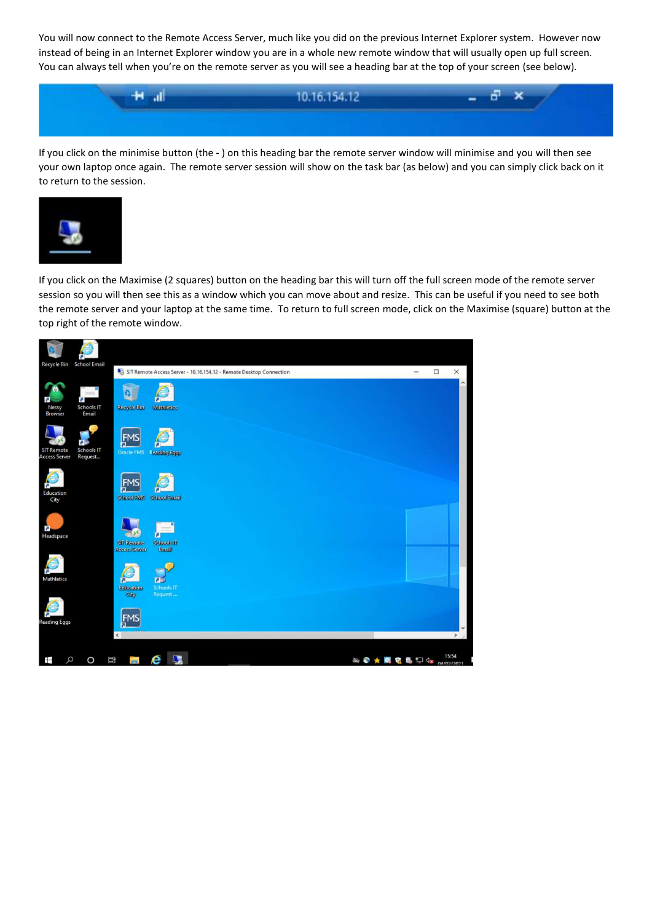You will now connect to the Remote Access Server, much like you did on the previous Internet Explorer system. However now instead of being in an Internet Explorer window you are in a whole new remote window that will usually open up full screen. You can always tell when you're on the remote server as you will see a heading bar at the top of your screen (see below).

If you click on the minimise button (the **-** ) on this heading bar the remote server window will minimise and you will then see your own laptop once again. The remote server session will show on the task bar (as below) and you can simply click back on it to return to the session.

If you click on the Maximise (2 squares) button on the heading bar this will turn off the full screen mode of the remote server session so you will then see this as a window which you can move about and resize. This can be useful if you need to see both the remote server and your laptop at the same time. To return to full screen mode, click on the Maximise (square) button at the top right of the remote window.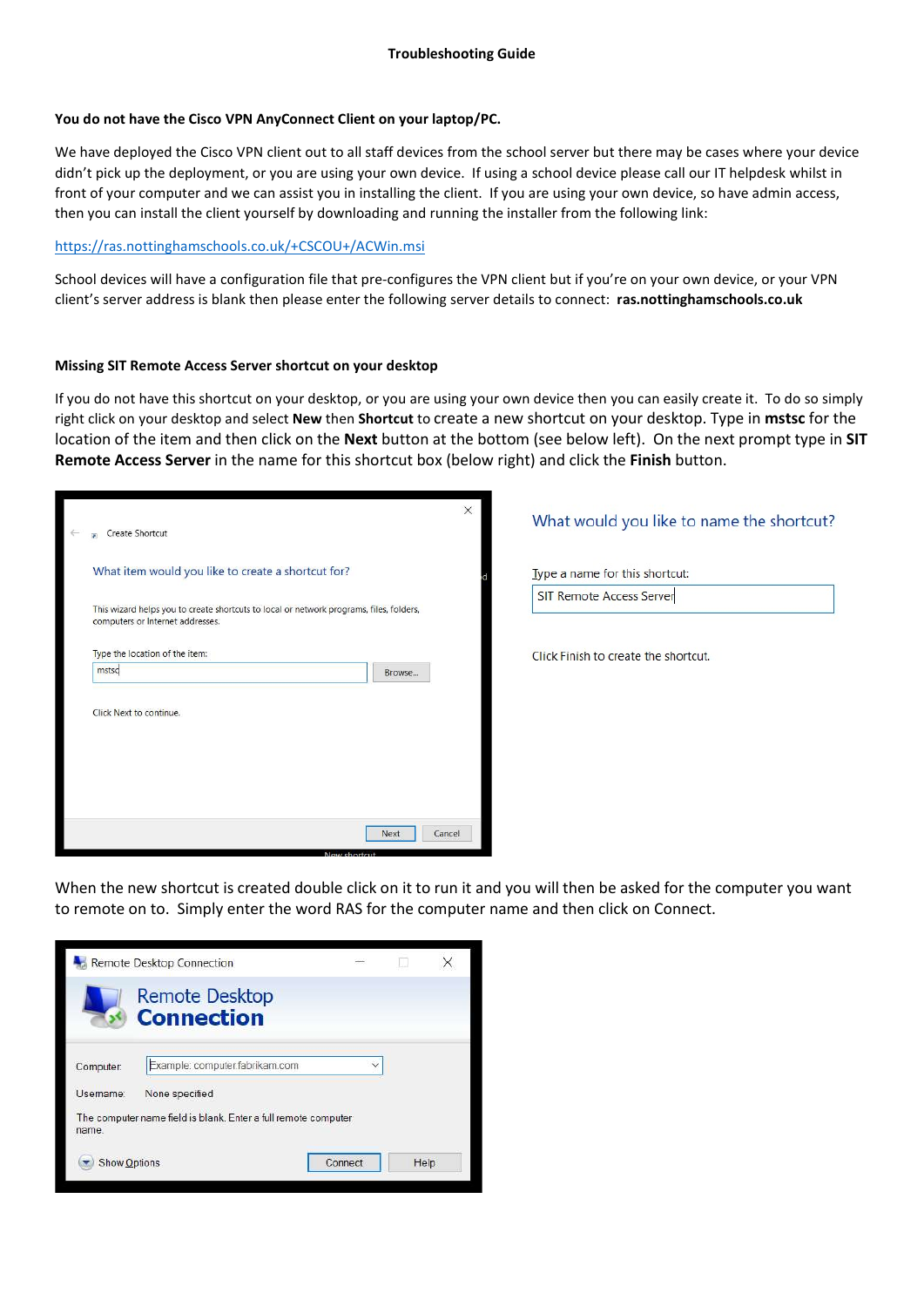# Troubleshooting Guide

**You do not have the Cisco VPN AnyConnect Client on your laptop/PC.**

We have deployed the Cisco VPN client out to all staff devices from the school server but there may be cases where your device didn't pick up the deployment, or you are using your own device. If using a school device please call our IT helpdesk whilst in front of your computer and we can assist you in installing the client. If you are using your own device, so have admin access, then you can install the client yourself by downloading and running the installer from the following link:

https://ras.nottinghamschools.co.uk/+CSCOU+/ACWin.msi

School devices will have a configuration file that pre-configures the VPN client but if you're on your own device, or your VPN client's server address is blank then please enter the following server details to connect: **ras.nottinghamschools.co.uk**

**Missing SIT Remote Access Server shortcut on your desktop**

If you do not have this shortcut on your desktop, or you are using your own device then you can easily create it. To do so simply right click on your desktop and select **New** then **Shortcut** to create a new shortcut on your desktop. Type in **mstsc** for the location of the item and then click on the **Next** button at the bottom (see below left). On the next prompt type in **SIT Remote Access Server** in the name for this shortcut box (below right) and click the **Finish** button.

When the new shortcut is created double click on it to run it and you will then be asked for the computer you want to remote on to. Simply enter the word RAS for the computer name and then click on Connect.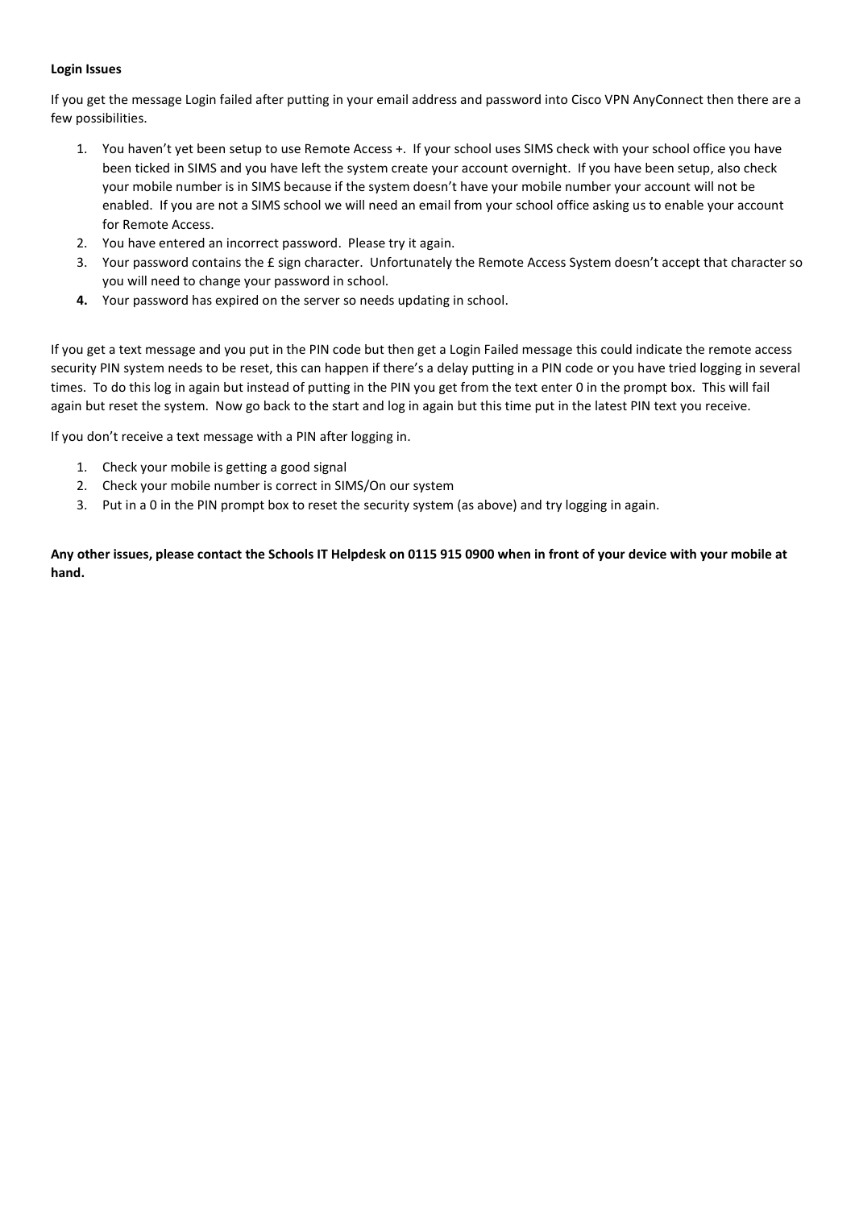**Login Issues**

If you get the message Login failed after putting in your email address and password into Cisco VPN AnyConnect then there are a few possibilities.

1. You haven't yet been setup to use Remote Access +. If your school uses SIMS check with your school office you have been ticked in SIMS and you have left the system create your account overnight. If you have been setup, also check your mobile number is in SIMS because if the system doesn't have your mobile number your account will not be enabled. If you are not a SIMS school we will need an email from your school office asking us to enable your account for Remote Access.
2. You have entered an incorrect password. Please try it again.
3. Your password contains the £ sign character. Unfortunately the Remote Access System doesn't accept that character so you will need to change your password in school.
4. Your password has expired on the server so needs updating in school.

If you get a text message and you put in the PIN code but then get a Login Failed message this could indicate the remote access security PIN system needs to be reset, this can happen if there's a delay putting in a PIN code or you have tried logging in several times. To do this log in again but instead of putting in the PIN you get from the text enter 0 in the prompt box. This will fail again but reset the system. Now go back to the start and log in again but this time put in the latest PIN text you receive.

If you don't receive a text message with a PIN after logging in.

1. Check your mobile is getting a good signal
2. Check your mobile number is correct in SIMS/On our system
3. Put in a 0 in the PIN prompt box to reset the security system (as above) and try logging in again.

**Any other issues, please contact the Schools IT Helpdesk on 0115 915 0900 when in front of your device with your mobile at hand.**